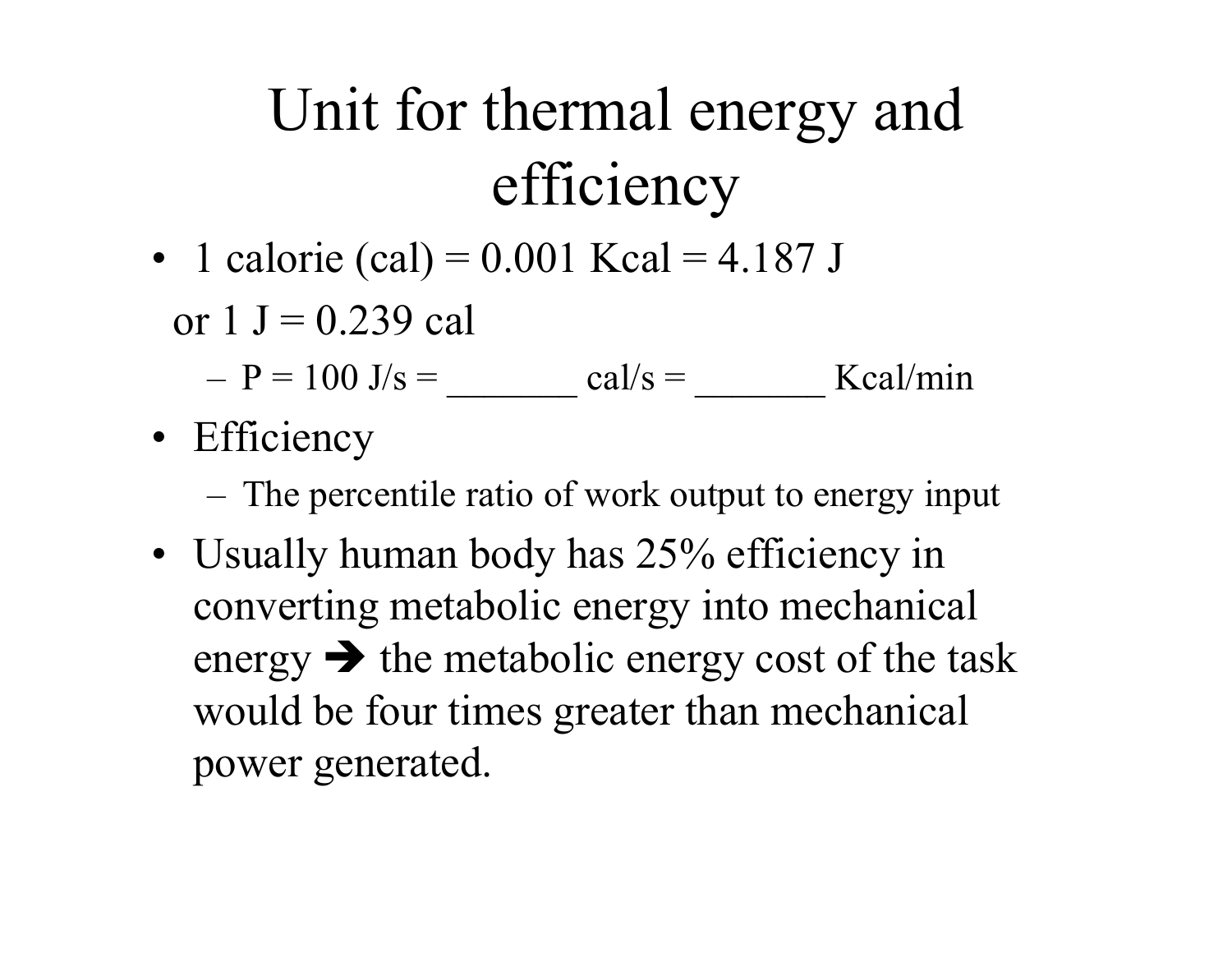# Unit for thermal energy and efficiency

- 1 calorie (cal) = 0.001 Kcal = 4.187 J

  or 1 J = 0.239 cal

  – P = 100 J/s = _______ cal/s = _______ Kcal/min

- Efficiency

  – The percentile ratio of work output to energy input

- Usually human body has 25% efficiency in converting metabolic energy into mechanical energy ➔ the metabolic energy cost of the task would be four times greater than mechanical power generated.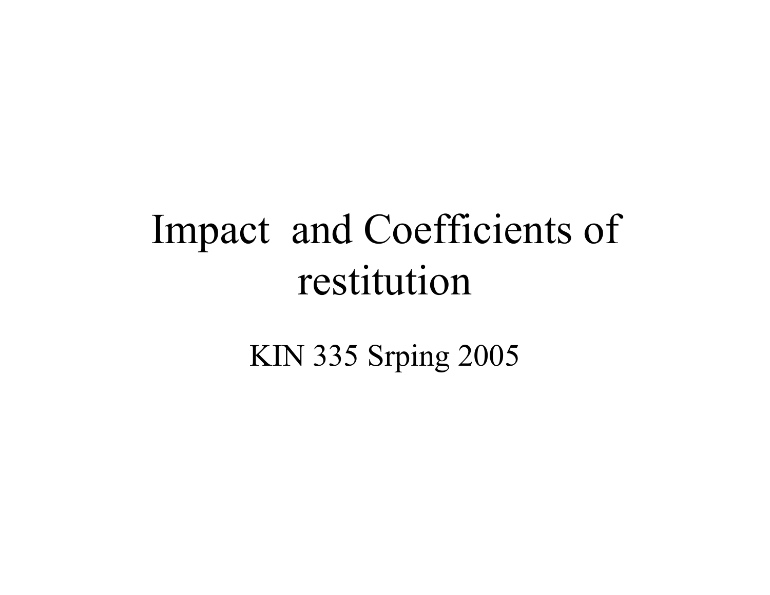# Impact and Coefficients of restitution

KIN 335 Srping 2005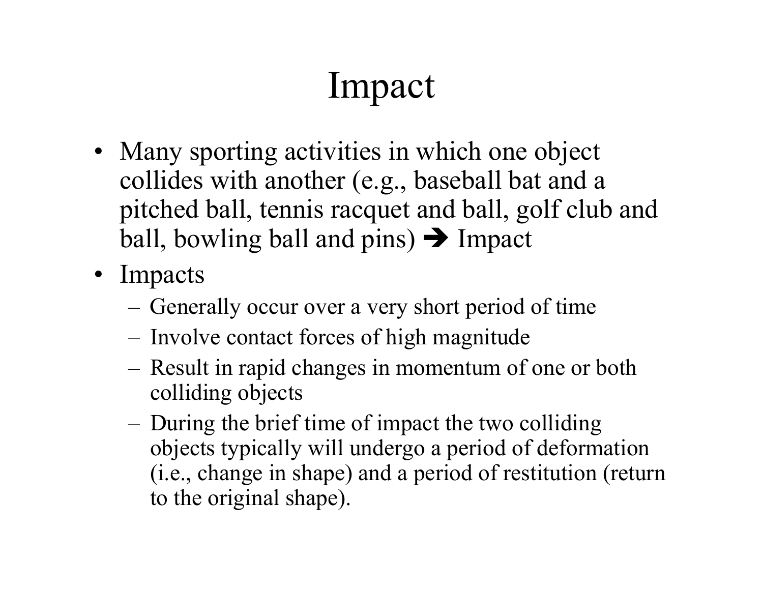# Impact

- Many sporting activities in which one object collides with another (e.g., baseball bat and a pitched ball, tennis racquet and ball, golf club and ball, bowling ball and pins) ➔ Impact
- Impacts
  - Generally occur over a very short period of time
  - Involve contact forces of high magnitude
  - Result in rapid changes in momentum of one or both colliding objects
  - During the brief time of impact the two colliding objects typically will undergo a period of deformation (i.e., change in shape) and a period of restitution (return to the original shape).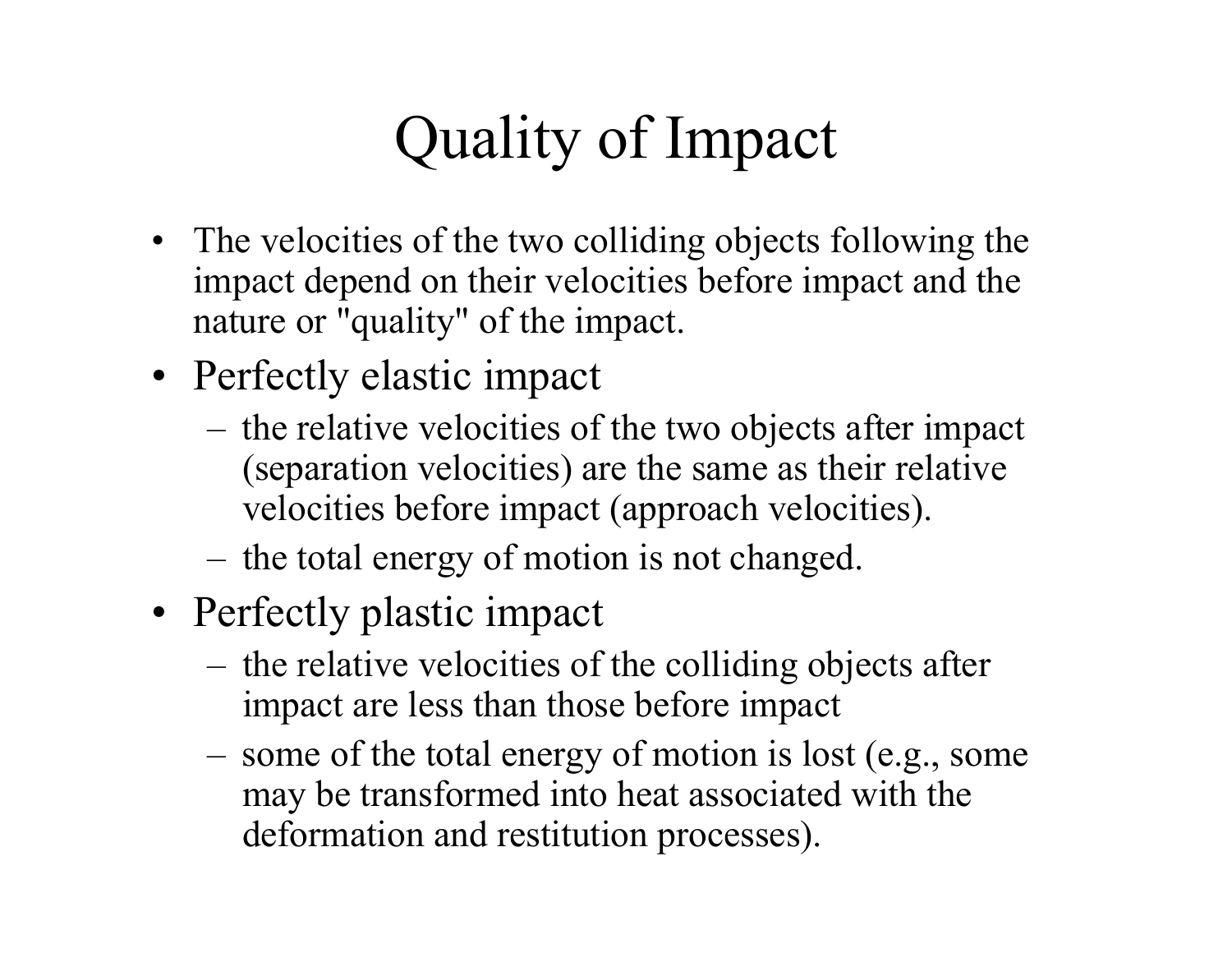# Quality of Impact

- The velocities of the two colliding objects following the impact depend on their velocities before impact and the nature or "quality" of the impact.
- Perfectly elastic impact
  - the relative velocities of the two objects after impact (separation velocities) are the same as their relative velocities before impact (approach velocities).
  - the total energy of motion is not changed.
- Perfectly plastic impact
  - the relative velocities of the colliding objects after impact are less than those before impact
  - some of the total energy of motion is lost (e.g., some may be transformed into heat associated with the deformation and restitution processes).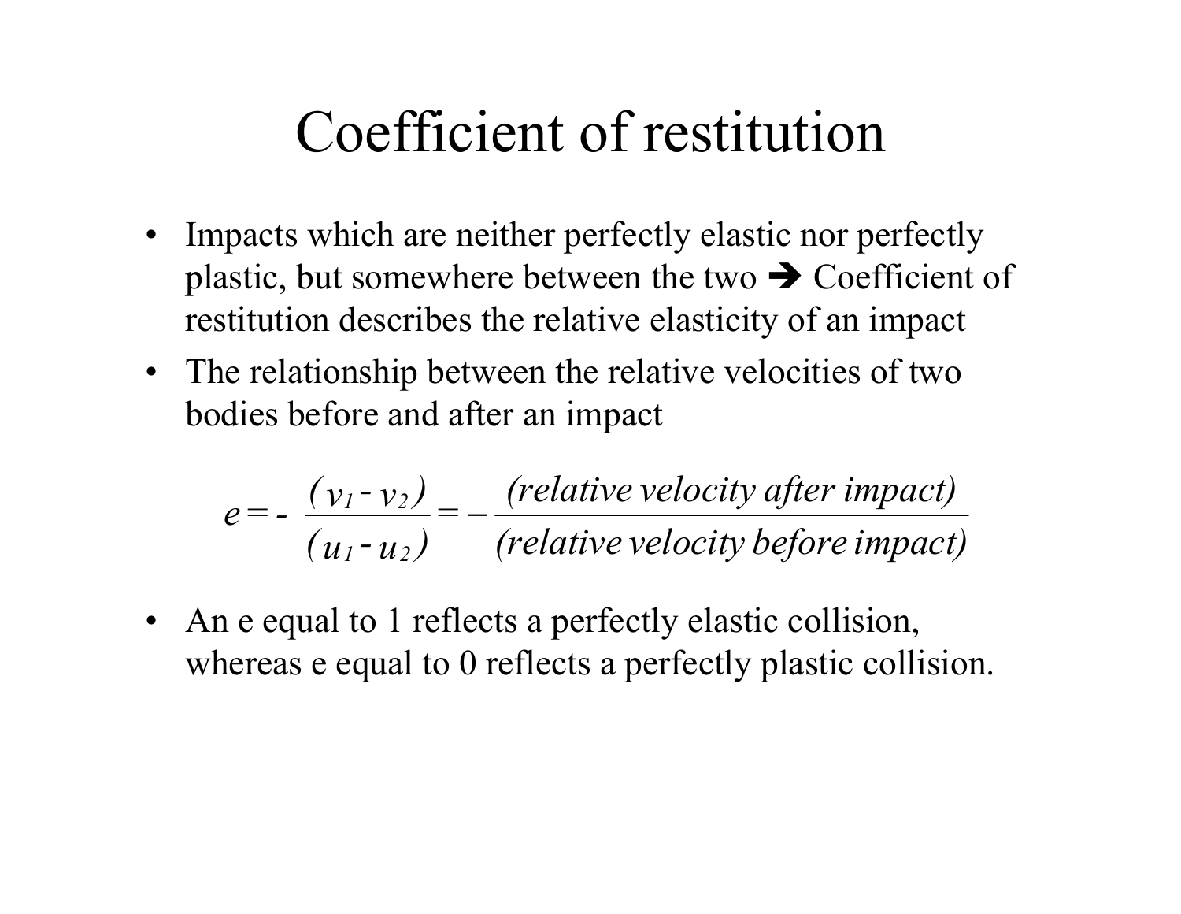# Coefficient of restitution

- Impacts which are neither perfectly elastic nor perfectly plastic, but somewhere between the two ➔ Coefficient of restitution describes the relative elasticity of an impact
- The relationship between the relative velocities of two bodies before and after an impact

$$e = -\,\frac{(v_1 - v_2)}{(u_1 - u_2)} = -\frac{(\textit{relative velocity after impact})}{(\textit{relative velocity before impact})}$$

- An e equal to 1 reflects a perfectly elastic collision, whereas e equal to 0 reflects a perfectly plastic collision.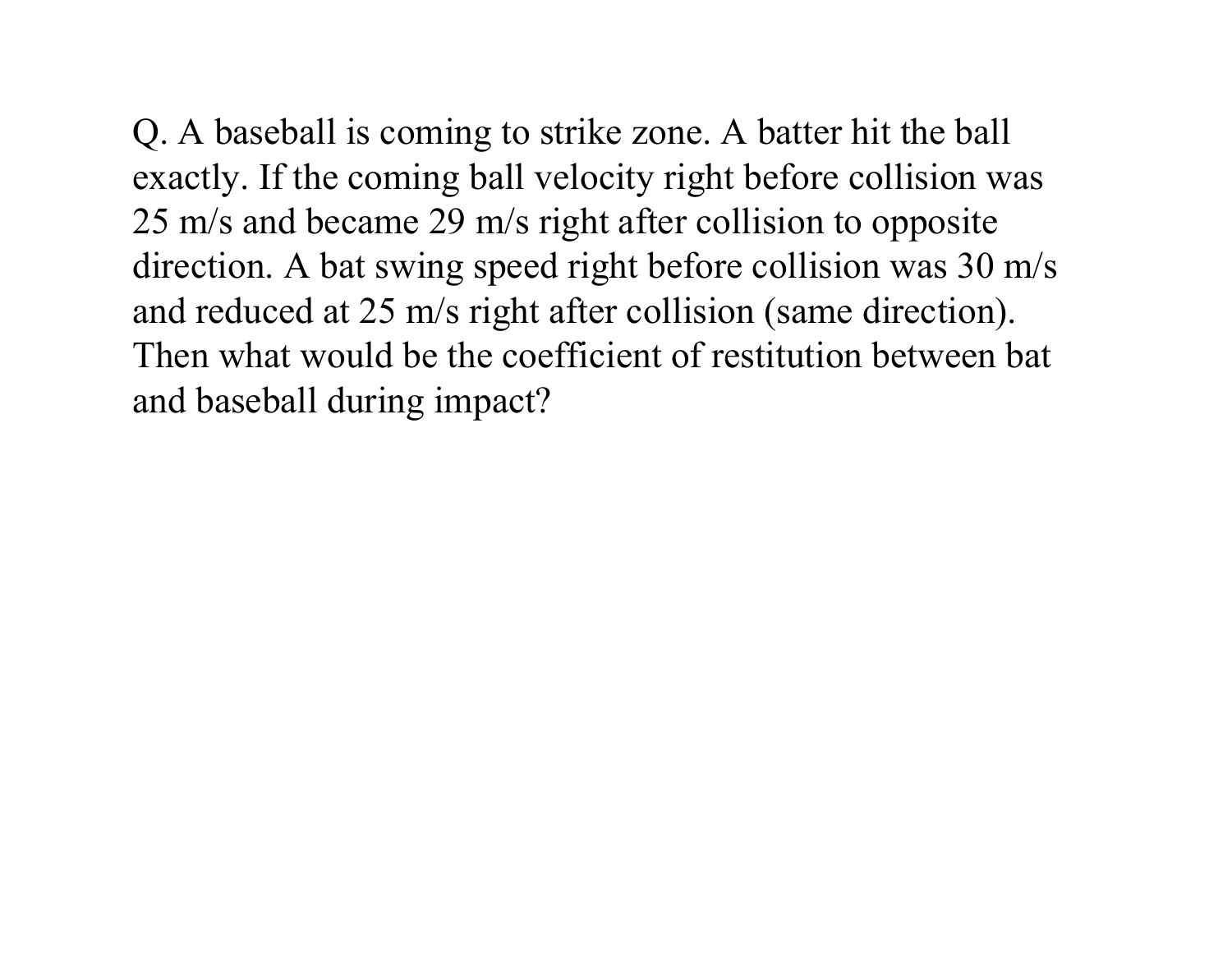Q. A baseball is coming to strike zone. A batter hit the ball exactly. If the coming ball velocity right before collision was 25 m/s and became 29 m/s right after collision to opposite direction. A bat swing speed right before collision was 30 m/s and reduced at 25 m/s right after collision (same direction). Then what would be the coefficient of restitution between bat and baseball during impact?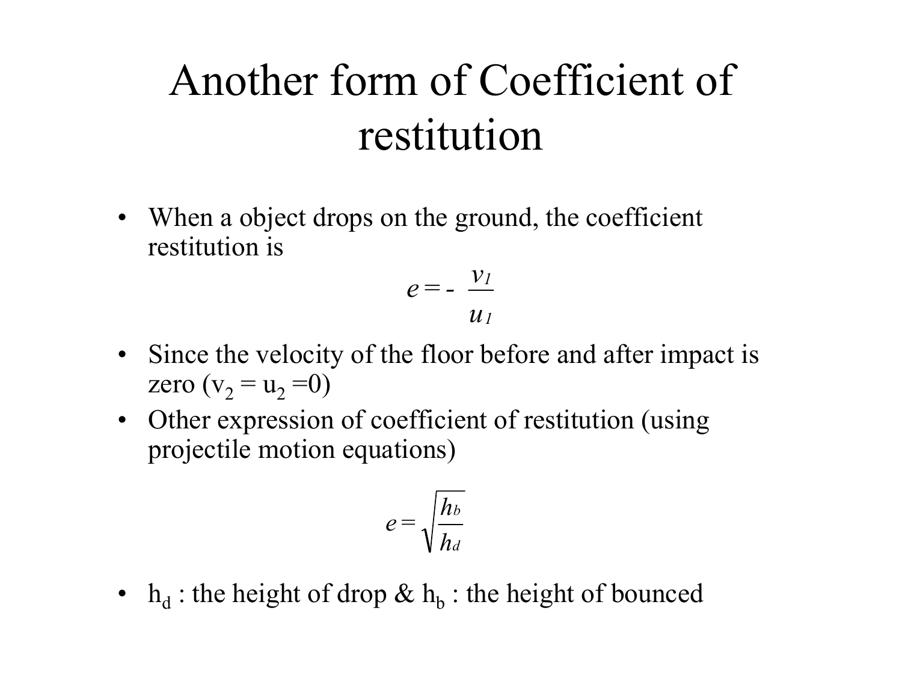# Another form of Coefficient of restitution

- When a object drops on the ground, the coefficient restitution is

$$e = -\frac{v_1}{u_1}$$

- Since the velocity of the floor before and after impact is zero ($v_2 = u_2 = 0$)
- Other expression of coefficient of restitution (using projectile motion equations)

$$e = \sqrt{\frac{h_b}{h_d}}$$

- $h_d$ : the height of drop & $h_b$ : the height of bounced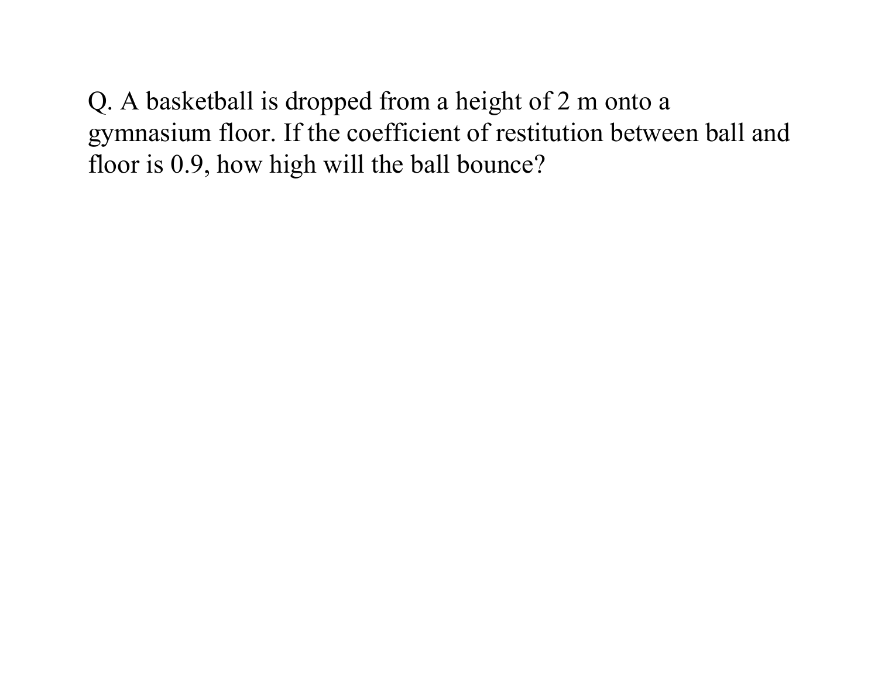Q. A basketball is dropped from a height of 2 m onto a gymnasium floor. If the coefficient of restitution between ball and floor is 0.9, how high will the ball bounce?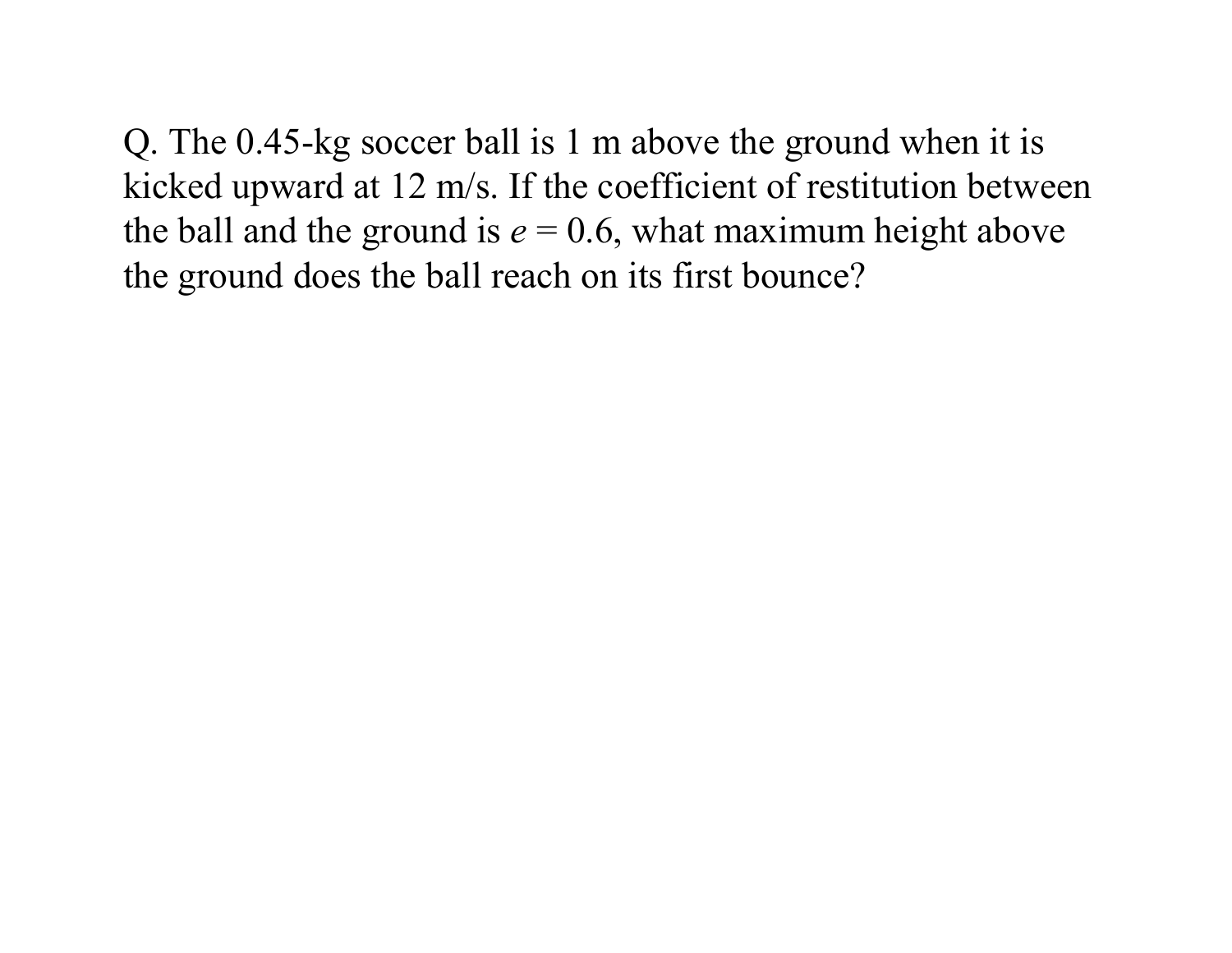Q. The 0.45-kg soccer ball is 1 m above the ground when it is kicked upward at 12 m/s. If the coefficient of restitution between the ball and the ground is $e = 0.6$, what maximum height above the ground does the ball reach on its first bounce?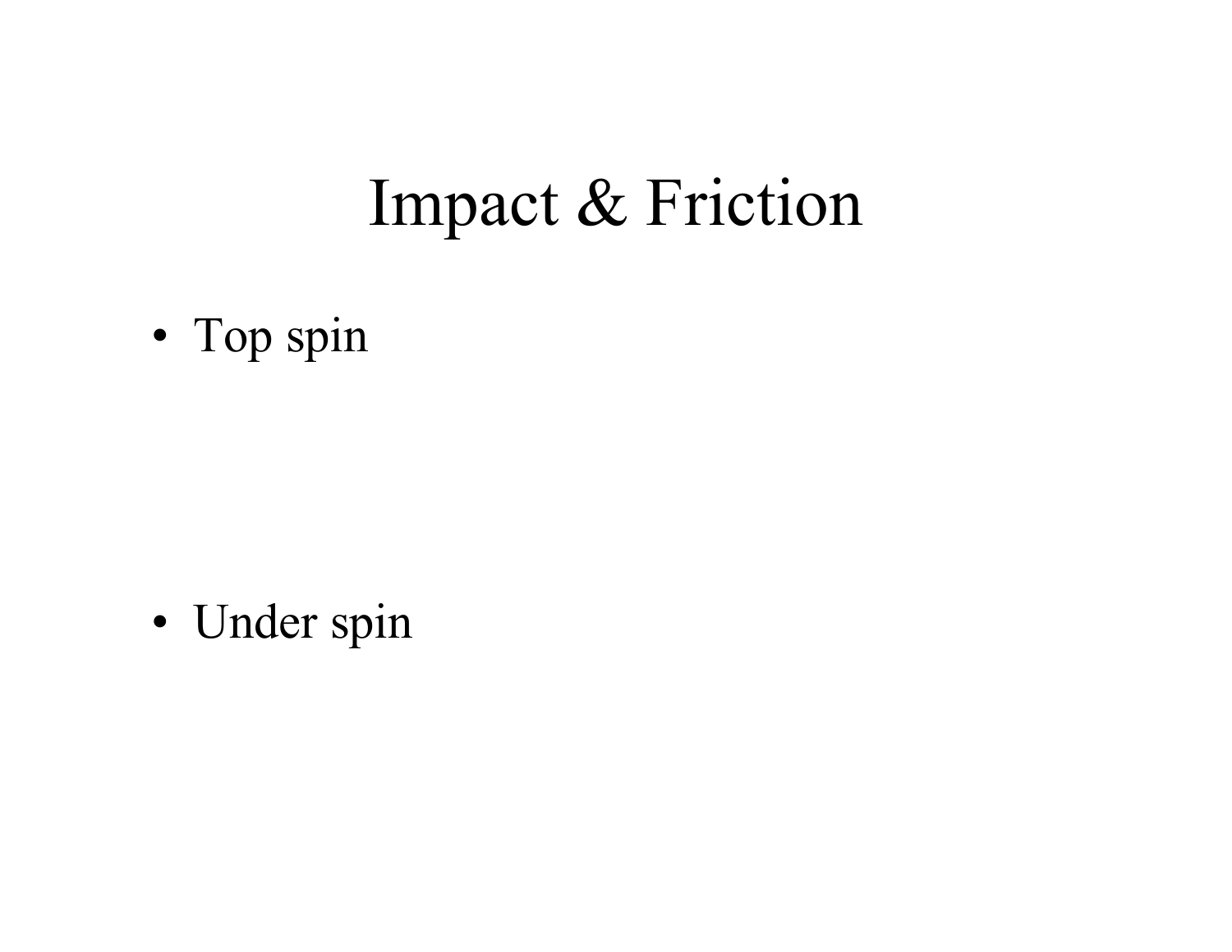# Impact & Friction

- Top spin

- Under spin